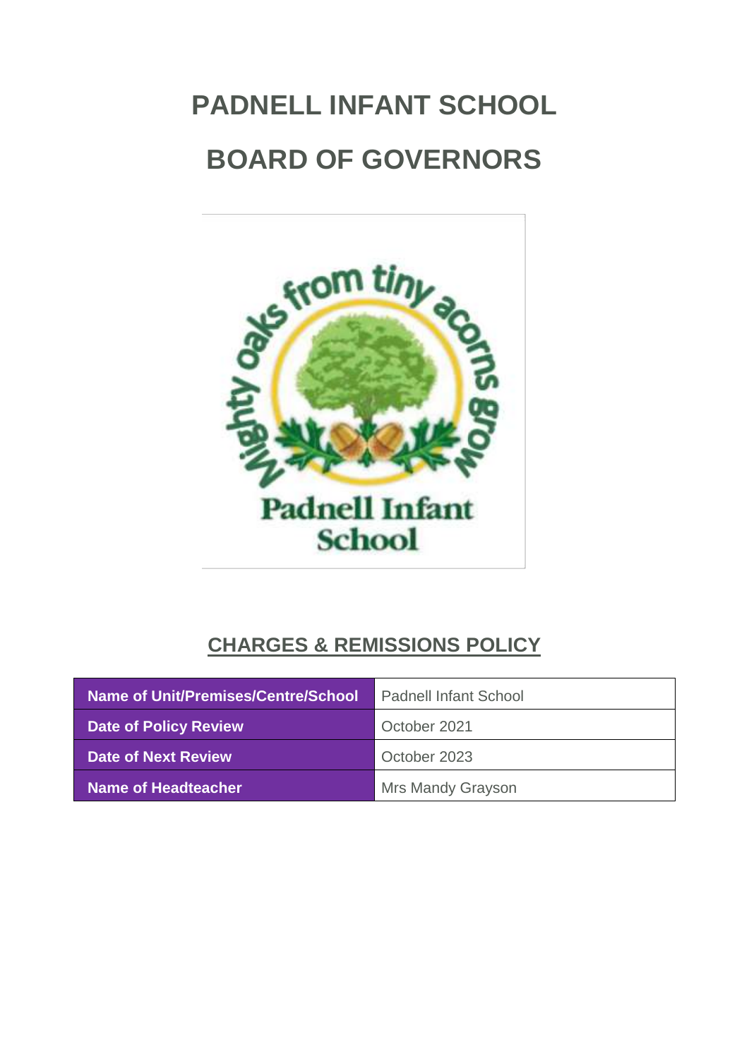# PADNELL INFANT SCHOOL

# BOARD OF GOVERNORS

## CHARGES & REMISSIONS POLICY

| Name of Unit/Premises/Centre/School | Padnell Infant School |
|---|---|
| Date of Policy Review | October 2021 |
| Date of Next Review | October 2023 |
| Name of Headteacher | Mrs Mandy Grayson |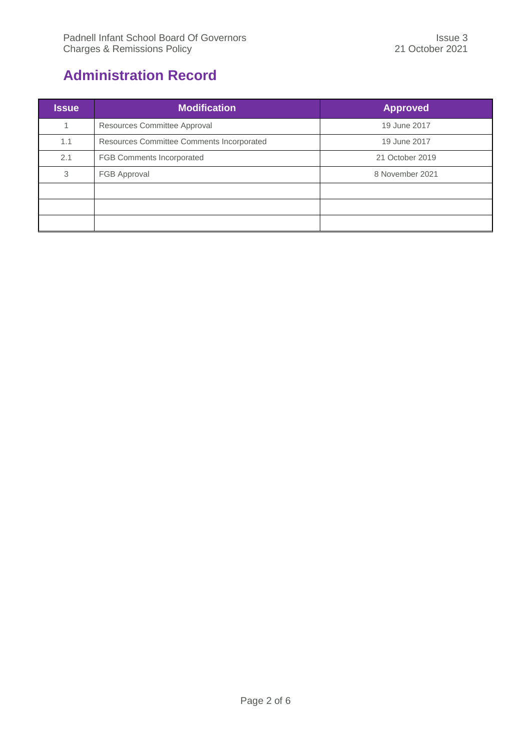# Administration Record

| Issue | Modification | Approved |
| --- | --- | --- |
| 1 | Resources Committee Approval | 19 June 2017 |
| 1.1 | Resources Committee Comments Incorporated | 19 June 2017 |
| 2.1 | FGB Comments Incorporated | 21 October 2019 |
| 3 | FGB Approval | 8 November 2021 |
| | | |
| | | |
| | | |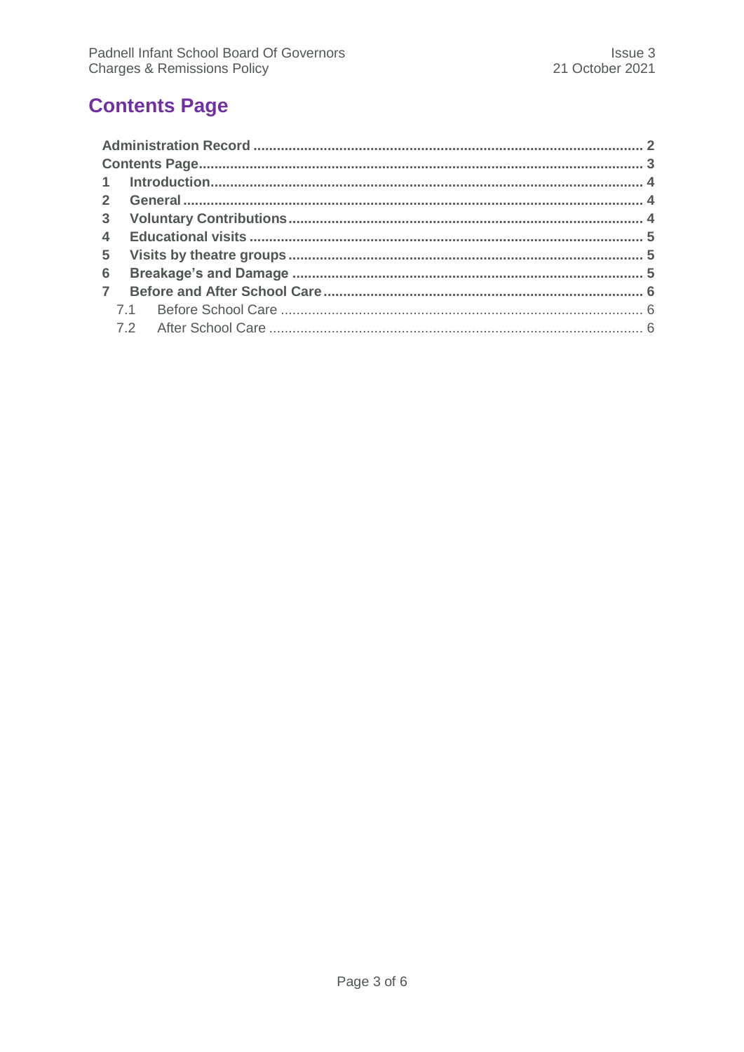# Contents Page

**Administration Record** .......... 2
**Contents Page** .......... 3
**1 Introduction** .......... 4
**2 General** .......... 4
**3 Voluntary Contributions** .......... 4
**4 Educational visits** .......... 5
**5 Visits by theatre groups** .......... 5
**6 Breakage's and Damage** .......... 5
**7 Before and After School Care** .......... 6
  7.1 Before School Care .......... 6
  7.2 After School Care .......... 6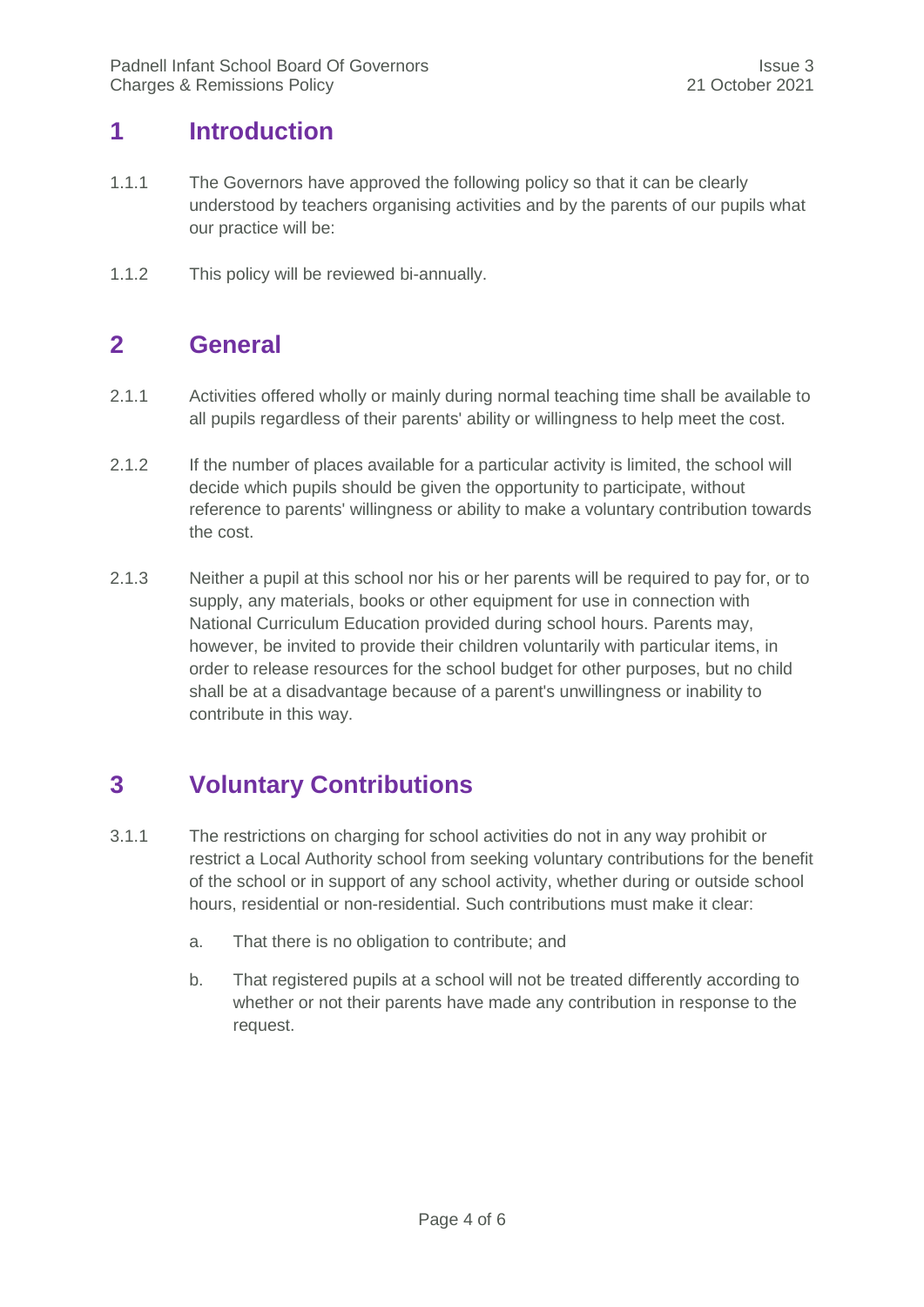## 1 Introduction

1.1.1 The Governors have approved the following policy so that it can be clearly understood by teachers organising activities and by the parents of our pupils what our practice will be:

1.1.2 This policy will be reviewed bi-annually.

## 2 General

2.1.1 Activities offered wholly or mainly during normal teaching time shall be available to all pupils regardless of their parents' ability or willingness to help meet the cost.

2.1.2 If the number of places available for a particular activity is limited, the school will decide which pupils should be given the opportunity to participate, without reference to parents' willingness or ability to make a voluntary contribution towards the cost.

2.1.3 Neither a pupil at this school nor his or her parents will be required to pay for, or to supply, any materials, books or other equipment for use in connection with National Curriculum Education provided during school hours. Parents may, however, be invited to provide their children voluntarily with particular items, in order to release resources for the school budget for other purposes, but no child shall be at a disadvantage because of a parent's unwillingness or inability to contribute in this way.

## 3 Voluntary Contributions

3.1.1 The restrictions on charging for school activities do not in any way prohibit or restrict a Local Authority school from seeking voluntary contributions for the benefit of the school or in support of any school activity, whether during or outside school hours, residential or non-residential. Such contributions must make it clear:

a. That there is no obligation to contribute; and

b. That registered pupils at a school will not be treated differently according to whether or not their parents have made any contribution in response to the request.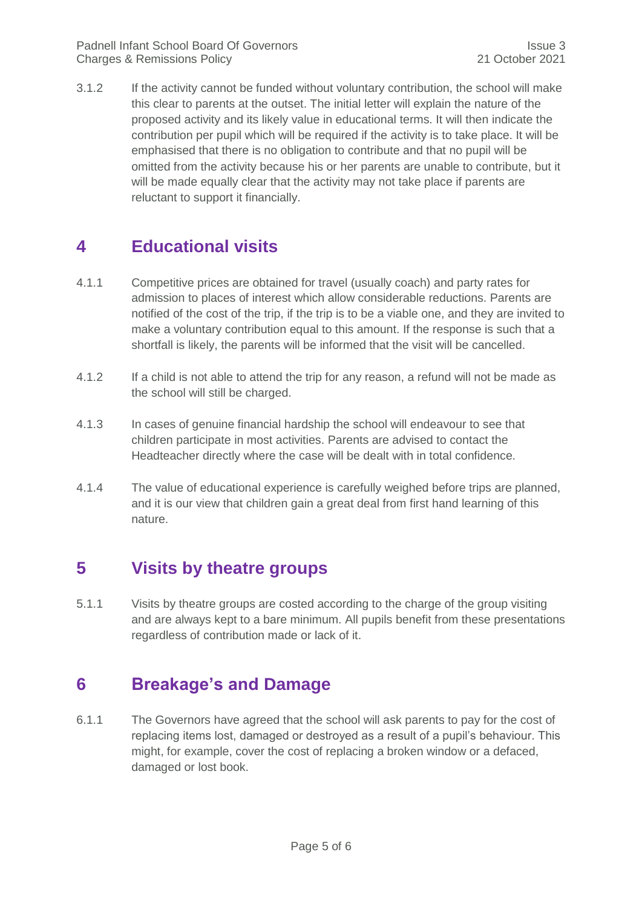3.1.2 If the activity cannot be funded without voluntary contribution, the school will make this clear to parents at the outset. The initial letter will explain the nature of the proposed activity and its likely value in educational terms. It will then indicate the contribution per pupil which will be required if the activity is to take place. It will be emphasised that there is no obligation to contribute and that no pupil will be omitted from the activity because his or her parents are unable to contribute, but it will be made equally clear that the activity may not take place if parents are reluctant to support it financially.

# 4 Educational visits

4.1.1 Competitive prices are obtained for travel (usually coach) and party rates for admission to places of interest which allow considerable reductions. Parents are notified of the cost of the trip, if the trip is to be a viable one, and they are invited to make a voluntary contribution equal to this amount. If the response is such that a shortfall is likely, the parents will be informed that the visit will be cancelled.

4.1.2 If a child is not able to attend the trip for any reason, a refund will not be made as the school will still be charged.

4.1.3 In cases of genuine financial hardship the school will endeavour to see that children participate in most activities. Parents are advised to contact the Headteacher directly where the case will be dealt with in total confidence.

4.1.4 The value of educational experience is carefully weighed before trips are planned, and it is our view that children gain a great deal from first hand learning of this nature.

# 5 Visits by theatre groups

5.1.1 Visits by theatre groups are costed according to the charge of the group visiting and are always kept to a bare minimum. All pupils benefit from these presentations regardless of contribution made or lack of it.

# 6 Breakage's and Damage

6.1.1 The Governors have agreed that the school will ask parents to pay for the cost of replacing items lost, damaged or destroyed as a result of a pupil's behaviour. This might, for example, cover the cost of replacing a broken window or a defaced, damaged or lost book.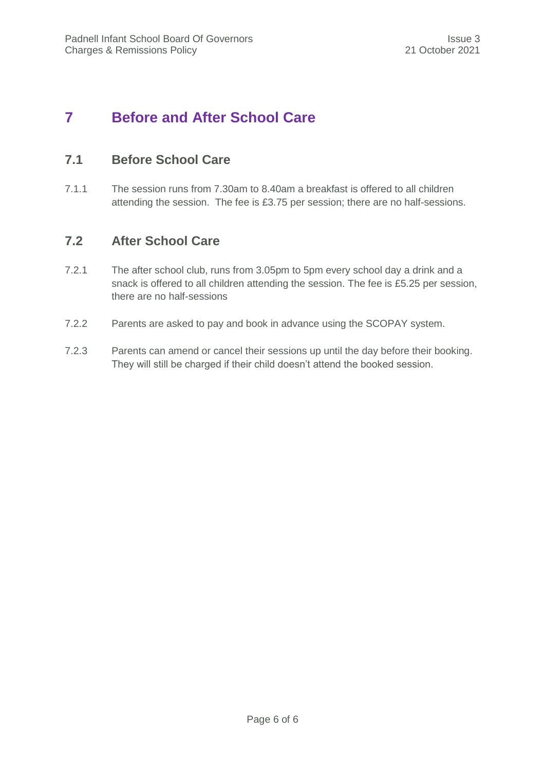# 7 Before and After School Care

## 7.1 Before School Care

7.1.1 The session runs from 7.30am to 8.40am a breakfast is offered to all children attending the session. The fee is £3.75 per session; there are no half-sessions.

## 7.2 After School Care

7.2.1 The after school club, runs from 3.05pm to 5pm every school day a drink and a snack is offered to all children attending the session. The fee is £5.25 per session, there are no half-sessions

7.2.2 Parents are asked to pay and book in advance using the SCOPAY system.

7.2.3 Parents can amend or cancel their sessions up until the day before their booking. They will still be charged if their child doesn't attend the booked session.